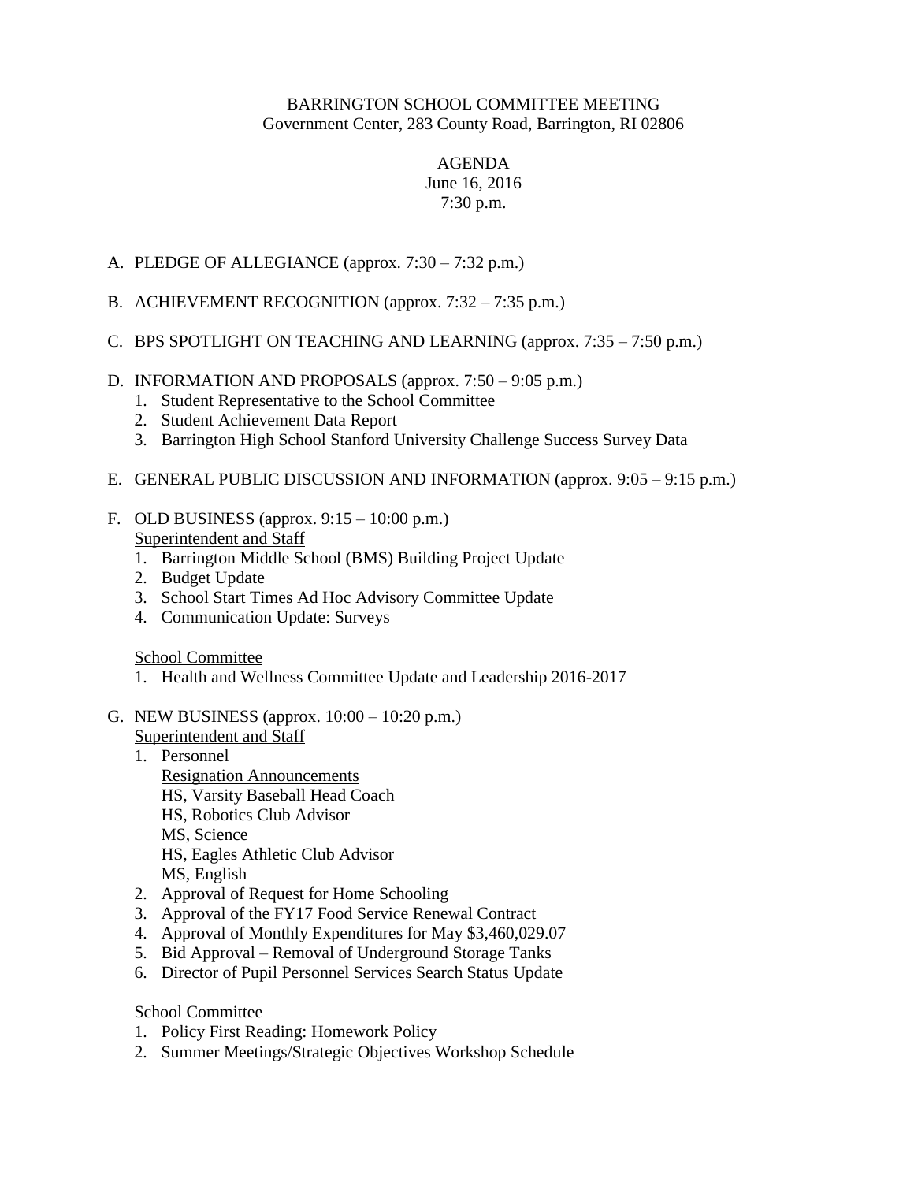BARRINGTON SCHOOL COMMITTEE MEETING
Government Center, 283 County Road, Barrington, RI 02806

AGENDA
June 16, 2016
7:30 p.m.

A. PLEDGE OF ALLEGIANCE (approx. 7:30 – 7:32 p.m.)

B. ACHIEVEMENT RECOGNITION (approx. 7:32 – 7:35 p.m.)

C. BPS SPOTLIGHT ON TEACHING AND LEARNING (approx. 7:35 – 7:50 p.m.)

D. INFORMATION AND PROPOSALS (approx. 7:50 – 9:05 p.m.)
   1. Student Representative to the School Committee
   2. Student Achievement Data Report
   3. Barrington High School Stanford University Challenge Success Survey Data

E. GENERAL PUBLIC DISCUSSION AND INFORMATION (approx. 9:05 – 9:15 p.m.)

F. OLD BUSINESS (approx. 9:15 – 10:00 p.m.)
   <u>Superintendent and Staff</u>
   1. Barrington Middle School (BMS) Building Project Update
   2. Budget Update
   3. School Start Times Ad Hoc Advisory Committee Update
   4. Communication Update: Surveys

   <u>School Committee</u>
   1. Health and Wellness Committee Update and Leadership 2016-2017

G. NEW BUSINESS (approx. 10:00 – 10:20 p.m.)
   <u>Superintendent and Staff</u>
   1. Personnel
      <u>Resignation Announcements</u>
      HS, Varsity Baseball Head Coach
      HS, Robotics Club Advisor
      MS, Science
      HS, Eagles Athletic Club Advisor
      MS, English
   2. Approval of Request for Home Schooling
   3. Approval of the FY17 Food Service Renewal Contract
   4. Approval of Monthly Expenditures for May $3,460,029.07
   5. Bid Approval – Removal of Underground Storage Tanks
   6. Director of Pupil Personnel Services Search Status Update

   <u>School Committee</u>
   1. Policy First Reading: Homework Policy
   2. Summer Meetings/Strategic Objectives Workshop Schedule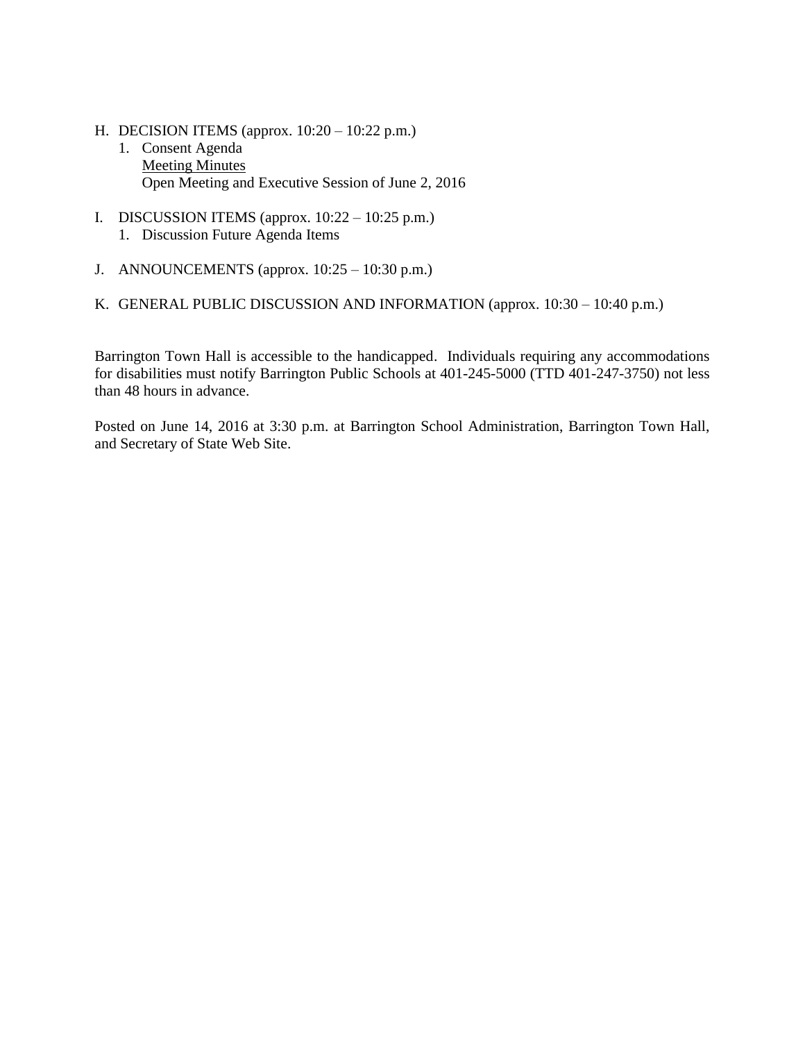H. DECISION ITEMS (approx. 10:20 – 10:22 p.m.)
   1. Consent Agenda
      Meeting Minutes
      Open Meeting and Executive Session of June 2, 2016

I. DISCUSSION ITEMS (approx. 10:22 – 10:25 p.m.)
   1. Discussion Future Agenda Items

J. ANNOUNCEMENTS (approx. 10:25 – 10:30 p.m.)

K. GENERAL PUBLIC DISCUSSION AND INFORMATION (approx. 10:30 – 10:40 p.m.)

Barrington Town Hall is accessible to the handicapped. Individuals requiring any accommodations for disabilities must notify Barrington Public Schools at 401-245-5000 (TTD 401-247-3750) not less than 48 hours in advance.

Posted on June 14, 2016 at 3:30 p.m. at Barrington School Administration, Barrington Town Hall, and Secretary of State Web Site.